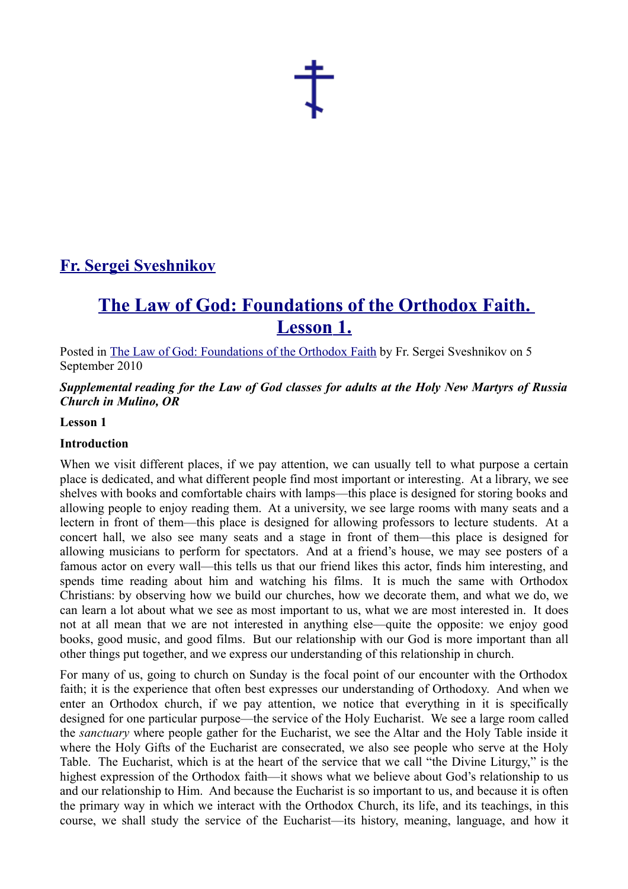## Fr. Sergei Sveshnikov

# The Law of God: Foundations of the Orthodox Faith. Lesson 1.

Posted in The Law of God: Foundations of the Orthodox Faith by Fr. Sergei Sveshnikov on 5 September 2010

***Supplemental reading for the Law of God classes for adults at the Holy New Martyrs of Russia Church in Mulino, OR***

**Lesson 1**

**Introduction**

When we visit different places, if we pay attention, we can usually tell to what purpose a certain place is dedicated, and what different people find most important or interesting. At a library, we see shelves with books and comfortable chairs with lamps—this place is designed for storing books and allowing people to enjoy reading them. At a university, we see large rooms with many seats and a lectern in front of them—this place is designed for allowing professors to lecture students. At a concert hall, we also see many seats and a stage in front of them—this place is designed for allowing musicians to perform for spectators. And at a friend's house, we may see posters of a famous actor on every wall—this tells us that our friend likes this actor, finds him interesting, and spends time reading about him and watching his films. It is much the same with Orthodox Christians: by observing how we build our churches, how we decorate them, and what we do, we can learn a lot about what we see as most important to us, what we are most interested in. It does not at all mean that we are not interested in anything else—quite the opposite: we enjoy good books, good music, and good films. But our relationship with our God is more important than all other things put together, and we express our understanding of this relationship in church.

For many of us, going to church on Sunday is the focal point of our encounter with the Orthodox faith; it is the experience that often best expresses our understanding of Orthodoxy. And when we enter an Orthodox church, if we pay attention, we notice that everything in it is specifically designed for one particular purpose—the service of the Holy Eucharist. We see a large room called the *sanctuary* where people gather for the Eucharist, we see the Altar and the Holy Table inside it where the Holy Gifts of the Eucharist are consecrated, we also see people who serve at the Holy Table. The Eucharist, which is at the heart of the service that we call "the Divine Liturgy," is the highest expression of the Orthodox faith—it shows what we believe about God's relationship to us and our relationship to Him. And because the Eucharist is so important to us, and because it is often the primary way in which we interact with the Orthodox Church, its life, and its teachings, in this course, we shall study the service of the Eucharist—its history, meaning, language, and how it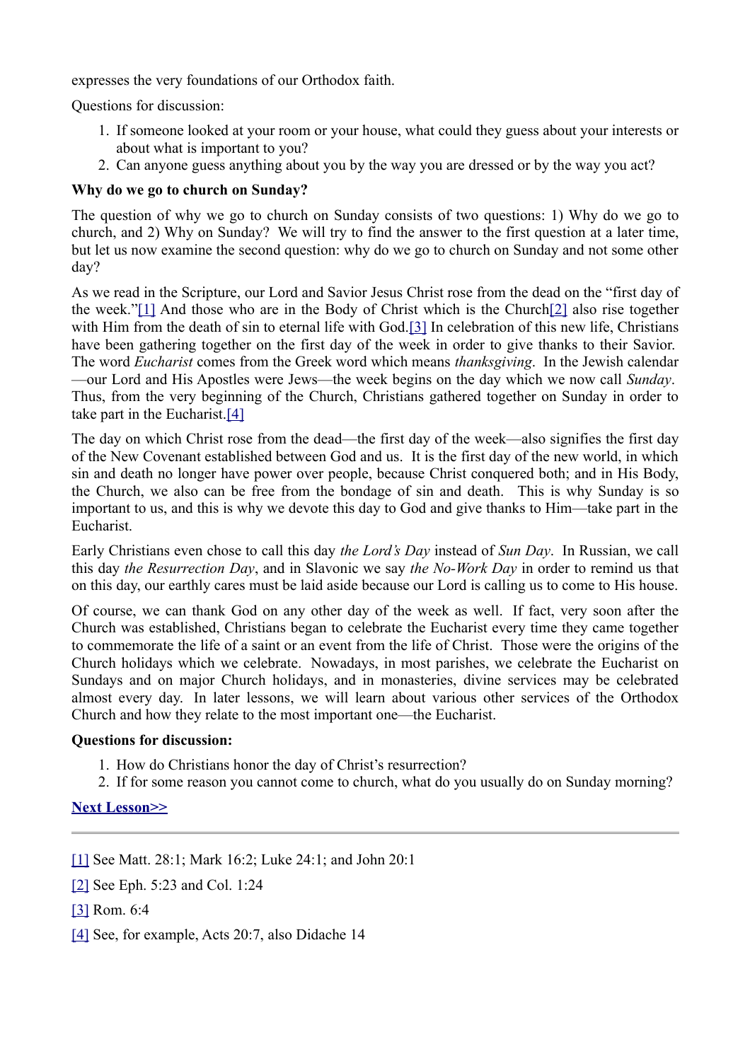expresses the very foundations of our Orthodox faith.

Questions for discussion:

1. If someone looked at your room or your house, what could they guess about your interests or about what is important to you?
2. Can anyone guess anything about you by the way you are dressed or by the way you act?

**Why do we go to church on Sunday?**

The question of why we go to church on Sunday consists of two questions: 1) Why do we go to church, and 2) Why on Sunday? We will try to find the answer to the first question at a later time, but let us now examine the second question: why do we go to church on Sunday and not some other day?

As we read in the Scripture, our Lord and Savior Jesus Christ rose from the dead on the "first day of the week."[1] And those who are in the Body of Christ which is the Church[2] also rise together with Him from the death of sin to eternal life with God.[3] In celebration of this new life, Christians have been gathering together on the first day of the week in order to give thanks to their Savior. The word *Eucharist* comes from the Greek word which means *thanksgiving*. In the Jewish calendar —our Lord and His Apostles were Jews—the week begins on the day which we now call *Sunday*. Thus, from the very beginning of the Church, Christians gathered together on Sunday in order to take part in the Eucharist.[4]

The day on which Christ rose from the dead—the first day of the week—also signifies the first day of the New Covenant established between God and us. It is the first day of the new world, in which sin and death no longer have power over people, because Christ conquered both; and in His Body, the Church, we also can be free from the bondage of sin and death. This is why Sunday is so important to us, and this is why we devote this day to God and give thanks to Him—take part in the Eucharist.

Early Christians even chose to call this day *the Lord's Day* instead of *Sun Day*. In Russian, we call this day *the Resurrection Day*, and in Slavonic we say *the No-Work Day* in order to remind us that on this day, our earthly cares must be laid aside because our Lord is calling us to come to His house.

Of course, we can thank God on any other day of the week as well. If fact, very soon after the Church was established, Christians began to celebrate the Eucharist every time they came together to commemorate the life of a saint or an event from the life of Christ. Those were the origins of the Church holidays which we celebrate. Nowadays, in most parishes, we celebrate the Eucharist on Sundays and on major Church holidays, and in monasteries, divine services may be celebrated almost every day. In later lessons, we will learn about various other services of the Orthodox Church and how they relate to the most important one—the Eucharist.

**Questions for discussion:**

1. How do Christians honor the day of Christ's resurrection?
2. If for some reason you cannot come to church, what do you usually do on Sunday morning?

**Next Lesson>>**

---

[1] See Matt. 28:1; Mark 16:2; Luke 24:1; and John 20:1

[2] See Eph. 5:23 and Col. 1:24

[3] Rom. 6:4

[4] See, for example, Acts 20:7, also Didache 14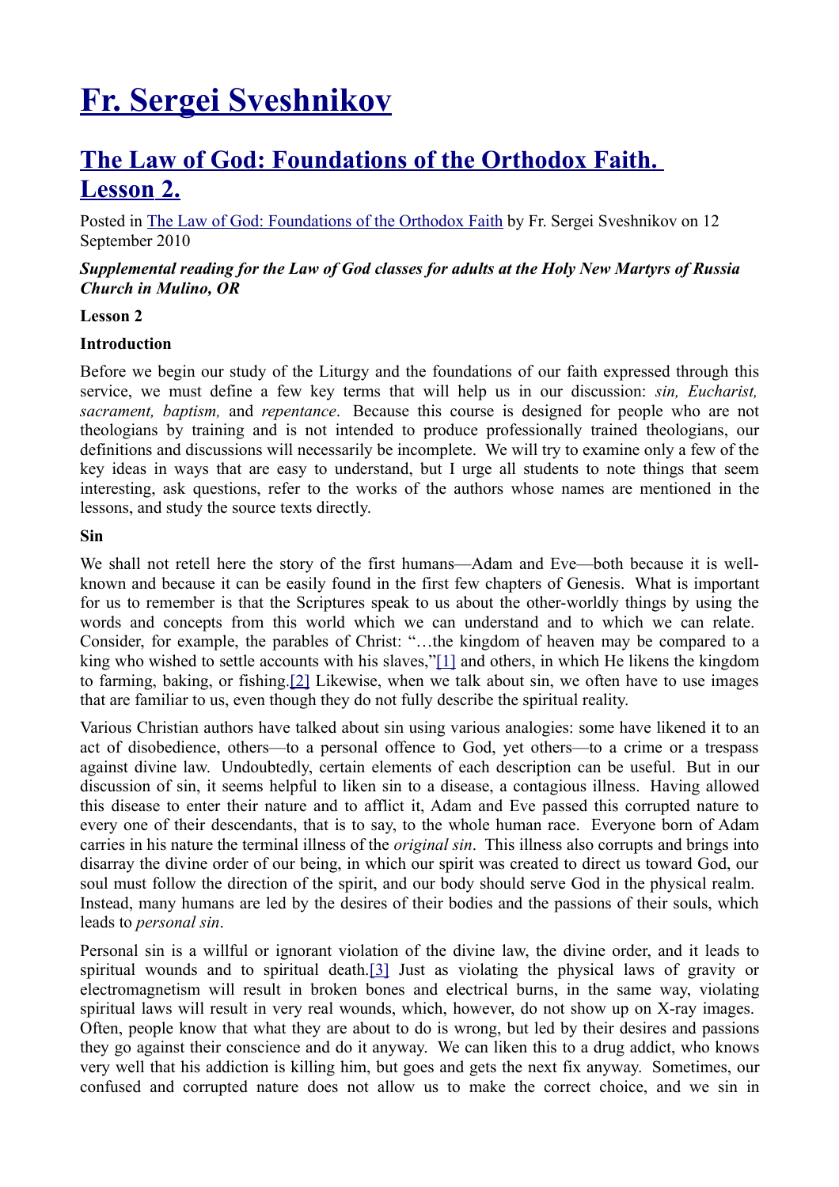# Fr. Sergei Sveshnikov

## The Law of God: Foundations of the Orthodox Faith. Lesson 2.

Posted in The Law of God: Foundations of the Orthodox Faith by Fr. Sergei Sveshnikov on 12 September 2010

***Supplemental reading for the Law of God classes for adults at the Holy New Martyrs of Russia Church in Mulino, OR***

**Lesson 2**

**Introduction**

Before we begin our study of the Liturgy and the foundations of our faith expressed through this service, we must define a few key terms that will help us in our discussion: *sin, Eucharist, sacrament, baptism,* and *repentance*. Because this course is designed for people who are not theologians by training and is not intended to produce professionally trained theologians, our definitions and discussions will necessarily be incomplete. We will try to examine only a few of the key ideas in ways that are easy to understand, but I urge all students to note things that seem interesting, ask questions, refer to the works of the authors whose names are mentioned in the lessons, and study the source texts directly.

**Sin**

We shall not retell here the story of the first humans—Adam and Eve—both because it is well-known and because it can be easily found in the first few chapters of Genesis. What is important for us to remember is that the Scriptures speak to us about the other-worldly things by using the words and concepts from this world which we can understand and to which we can relate. Consider, for example, the parables of Christ: "…the kingdom of heaven may be compared to a king who wished to settle accounts with his slaves,"[1] and others, in which He likens the kingdom to farming, baking, or fishing.[2] Likewise, when we talk about sin, we often have to use images that are familiar to us, even though they do not fully describe the spiritual reality.

Various Christian authors have talked about sin using various analogies: some have likened it to an act of disobedience, others—to a personal offence to God, yet others—to a crime or a trespass against divine law. Undoubtedly, certain elements of each description can be useful. But in our discussion of sin, it seems helpful to liken sin to a disease, a contagious illness. Having allowed this disease to enter their nature and to afflict it, Adam and Eve passed this corrupted nature to every one of their descendants, that is to say, to the whole human race. Everyone born of Adam carries in his nature the terminal illness of the *original sin*. This illness also corrupts and brings into disarray the divine order of our being, in which our spirit was created to direct us toward God, our soul must follow the direction of the spirit, and our body should serve God in the physical realm. Instead, many humans are led by the desires of their bodies and the passions of their souls, which leads to *personal sin*.

Personal sin is a willful or ignorant violation of the divine law, the divine order, and it leads to spiritual wounds and to spiritual death.[3] Just as violating the physical laws of gravity or electromagnetism will result in broken bones and electrical burns, in the same way, violating spiritual laws will result in very real wounds, which, however, do not show up on X-ray images. Often, people know that what they are about to do is wrong, but led by their desires and passions they go against their conscience and do it anyway. We can liken this to a drug addict, who knows very well that his addiction is killing him, but goes and gets the next fix anyway. Sometimes, our confused and corrupted nature does not allow us to make the correct choice, and we sin in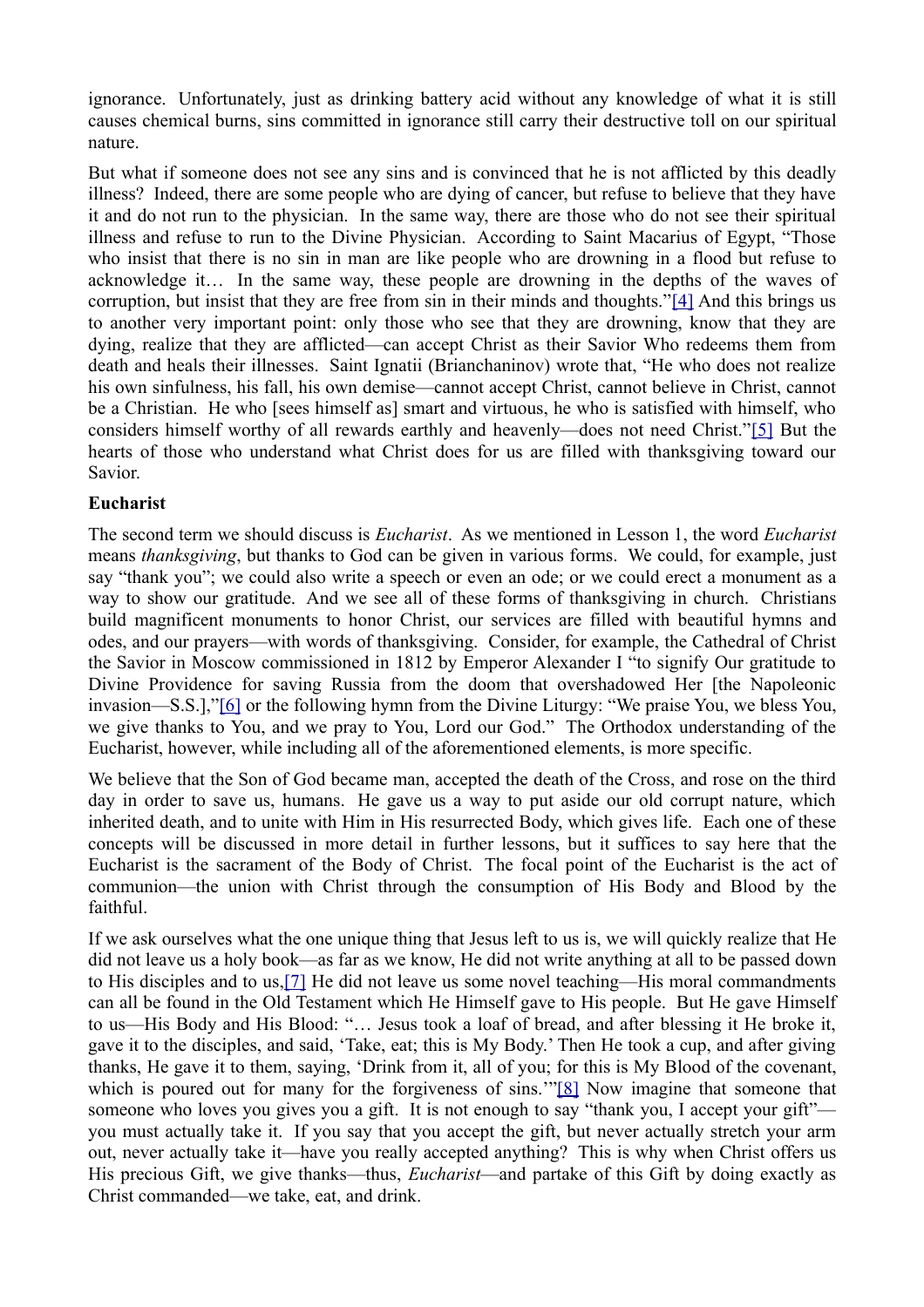ignorance. Unfortunately, just as drinking battery acid without any knowledge of what it is still causes chemical burns, sins committed in ignorance still carry their destructive toll on our spiritual nature.

But what if someone does not see any sins and is convinced that he is not afflicted by this deadly illness? Indeed, there are some people who are dying of cancer, but refuse to believe that they have it and do not run to the physician. In the same way, there are those who do not see their spiritual illness and refuse to run to the Divine Physician. According to Saint Macarius of Egypt, "Those who insist that there is no sin in man are like people who are drowning in a flood but refuse to acknowledge it… In the same way, these people are drowning in the depths of the waves of corruption, but insist that they are free from sin in their minds and thoughts."[4] And this brings us to another very important point: only those who see that they are drowning, know that they are dying, realize that they are afflicted—can accept Christ as their Savior Who redeems them from death and heals their illnesses. Saint Ignatii (Brianchaninov) wrote that, "He who does not realize his own sinfulness, his fall, his own demise—cannot accept Christ, cannot believe in Christ, cannot be a Christian. He who [sees himself as] smart and virtuous, he who is satisfied with himself, who considers himself worthy of all rewards earthly and heavenly—does not need Christ."[5] But the hearts of those who understand what Christ does for us are filled with thanksgiving toward our Savior.

**Eucharist**

The second term we should discuss is *Eucharist*. As we mentioned in Lesson 1, the word *Eucharist* means *thanksgiving*, but thanks to God can be given in various forms. We could, for example, just say "thank you"; we could also write a speech or even an ode; or we could erect a monument as a way to show our gratitude. And we see all of these forms of thanksgiving in church. Christians build magnificent monuments to honor Christ, our services are filled with beautiful hymns and odes, and our prayers—with words of thanksgiving. Consider, for example, the Cathedral of Christ the Savior in Moscow commissioned in 1812 by Emperor Alexander I "to signify Our gratitude to Divine Providence for saving Russia from the doom that overshadowed Her [the Napoleonic invasion—S.S.],"[6] or the following hymn from the Divine Liturgy: "We praise You, we bless You, we give thanks to You, and we pray to You, Lord our God." The Orthodox understanding of the Eucharist, however, while including all of the aforementioned elements, is more specific.

We believe that the Son of God became man, accepted the death of the Cross, and rose on the third day in order to save us, humans. He gave us a way to put aside our old corrupt nature, which inherited death, and to unite with Him in His resurrected Body, which gives life. Each one of these concepts will be discussed in more detail in further lessons, but it suffices to say here that the Eucharist is the sacrament of the Body of Christ. The focal point of the Eucharist is the act of communion—the union with Christ through the consumption of His Body and Blood by the faithful.

If we ask ourselves what the one unique thing that Jesus left to us is, we will quickly realize that He did not leave us a holy book—as far as we know, He did not write anything at all to be passed down to His disciples and to us,[7] He did not leave us some novel teaching—His moral commandments can all be found in the Old Testament which He Himself gave to His people. But He gave Himself to us—His Body and His Blood: "… Jesus took a loaf of bread, and after blessing it He broke it, gave it to the disciples, and said, 'Take, eat; this is My Body.' Then He took a cup, and after giving thanks, He gave it to them, saying, 'Drink from it, all of you; for this is My Blood of the covenant, which is poured out for many for the forgiveness of sins.'"[8] Now imagine that someone that someone who loves you gives you a gift. It is not enough to say "thank you, I accept your gift"—you must actually take it. If you say that you accept the gift, but never actually stretch your arm out, never actually take it—have you really accepted anything? This is why when Christ offers us His precious Gift, we give thanks—thus, *Eucharist*—and partake of this Gift by doing exactly as Christ commanded—we take, eat, and drink.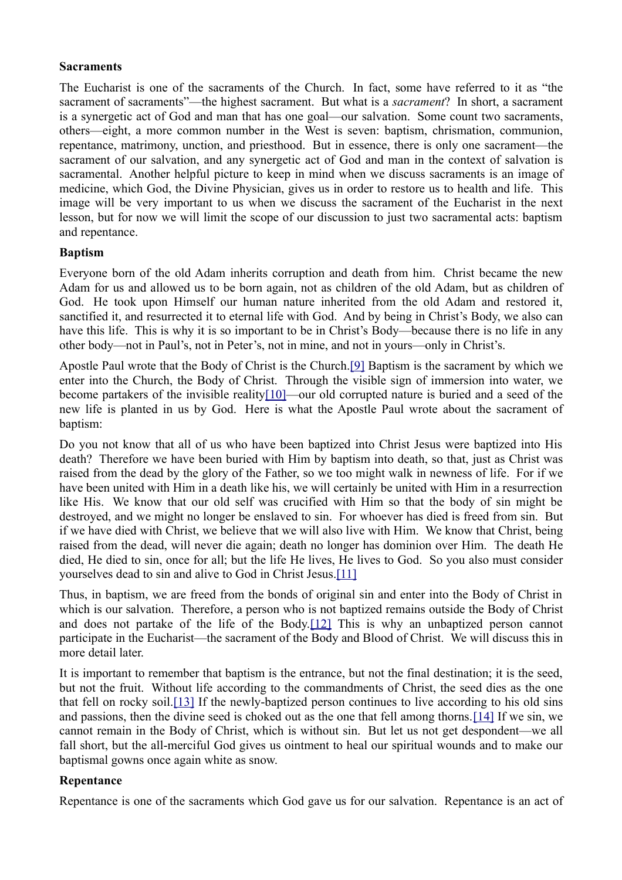**Sacraments**

The Eucharist is one of the sacraments of the Church. In fact, some have referred to it as "the sacrament of sacraments"—the highest sacrament. But what is a *sacrament*? In short, a sacrament is a synergetic act of God and man that has one goal—our salvation. Some count two sacraments, others—eight, a more common number in the West is seven: baptism, chrismation, communion, repentance, matrimony, unction, and priesthood. But in essence, there is only one sacrament—the sacrament of our salvation, and any synergetic act of God and man in the context of salvation is sacramental. Another helpful picture to keep in mind when we discuss sacraments is an image of medicine, which God, the Divine Physician, gives us in order to restore us to health and life. This image will be very important to us when we discuss the sacrament of the Eucharist in the next lesson, but for now we will limit the scope of our discussion to just two sacramental acts: baptism and repentance.

**Baptism**

Everyone born of the old Adam inherits corruption and death from him. Christ became the new Adam for us and allowed us to be born again, not as children of the old Adam, but as children of God. He took upon Himself our human nature inherited from the old Adam and restored it, sanctified it, and resurrected it to eternal life with God. And by being in Christ's Body, we also can have this life. This is why it is so important to be in Christ's Body—because there is no life in any other body—not in Paul's, not in Peter's, not in mine, and not in yours—only in Christ's.

Apostle Paul wrote that the Body of Christ is the Church.[9] Baptism is the sacrament by which we enter into the Church, the Body of Christ. Through the visible sign of immersion into water, we become partakers of the invisible reality[10]—our old corrupted nature is buried and a seed of the new life is planted in us by God. Here is what the Apostle Paul wrote about the sacrament of baptism:

Do you not know that all of us who have been baptized into Christ Jesus were baptized into His death? Therefore we have been buried with Him by baptism into death, so that, just as Christ was raised from the dead by the glory of the Father, so we too might walk in newness of life. For if we have been united with Him in a death like his, we will certainly be united with Him in a resurrection like His. We know that our old self was crucified with Him so that the body of sin might be destroyed, and we might no longer be enslaved to sin. For whoever has died is freed from sin. But if we have died with Christ, we believe that we will also live with Him. We know that Christ, being raised from the dead, will never die again; death no longer has dominion over Him. The death He died, He died to sin, once for all; but the life He lives, He lives to God. So you also must consider yourselves dead to sin and alive to God in Christ Jesus.[11]

Thus, in baptism, we are freed from the bonds of original sin and enter into the Body of Christ in which is our salvation. Therefore, a person who is not baptized remains outside the Body of Christ and does not partake of the life of the Body.[12] This is why an unbaptized person cannot participate in the Eucharist—the sacrament of the Body and Blood of Christ. We will discuss this in more detail later.

It is important to remember that baptism is the entrance, but not the final destination; it is the seed, but not the fruit. Without life according to the commandments of Christ, the seed dies as the one that fell on rocky soil.[13] If the newly-baptized person continues to live according to his old sins and passions, then the divine seed is choked out as the one that fell among thorns.[14] If we sin, we cannot remain in the Body of Christ, which is without sin. But let us not get despondent—we all fall short, but the all-merciful God gives us ointment to heal our spiritual wounds and to make our baptismal gowns once again white as snow.

**Repentance**

Repentance is one of the sacraments which God gave us for our salvation. Repentance is an act of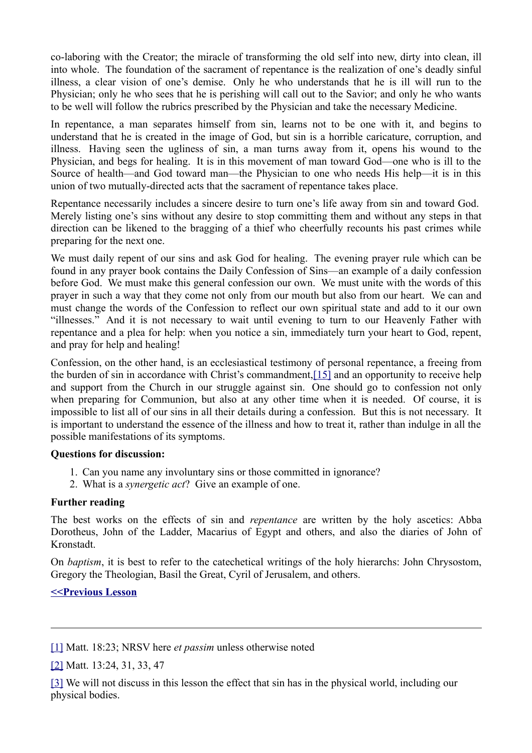co-laboring with the Creator; the miracle of transforming the old self into new, dirty into clean, ill into whole. The foundation of the sacrament of repentance is the realization of one's deadly sinful illness, a clear vision of one's demise. Only he who understands that he is ill will run to the Physician; only he who sees that he is perishing will call out to the Savior; and only he who wants to be well will follow the rubrics prescribed by the Physician and take the necessary Medicine.

In repentance, a man separates himself from sin, learns not to be one with it, and begins to understand that he is created in the image of God, but sin is a horrible caricature, corruption, and illness. Having seen the ugliness of sin, a man turns away from it, opens his wound to the Physician, and begs for healing. It is in this movement of man toward God—one who is ill to the Source of health—and God toward man—the Physician to one who needs His help—it is in this union of two mutually-directed acts that the sacrament of repentance takes place.

Repentance necessarily includes a sincere desire to turn one's life away from sin and toward God. Merely listing one's sins without any desire to stop committing them and without any steps in that direction can be likened to the bragging of a thief who cheerfully recounts his past crimes while preparing for the next one.

We must daily repent of our sins and ask God for healing. The evening prayer rule which can be found in any prayer book contains the Daily Confession of Sins—an example of a daily confession before God. We must make this general confession our own. We must unite with the words of this prayer in such a way that they come not only from our mouth but also from our heart. We can and must change the words of the Confession to reflect our own spiritual state and add to it our own "illnesses." And it is not necessary to wait until evening to turn to our Heavenly Father with repentance and a plea for help: when you notice a sin, immediately turn your heart to God, repent, and pray for help and healing!

Confession, on the other hand, is an ecclesiastical testimony of personal repentance, a freeing from the burden of sin in accordance with Christ's commandment,[15] and an opportunity to receive help and support from the Church in our struggle against sin. One should go to confession not only when preparing for Communion, but also at any other time when it is needed. Of course, it is impossible to list all of our sins in all their details during a confession. But this is not necessary. It is important to understand the essence of the illness and how to treat it, rather than indulge in all the possible manifestations of its symptoms.

**Questions for discussion:**

1. Can you name any involuntary sins or those committed in ignorance?
2. What is a *synergetic act*? Give an example of one.

**Further reading**

The best works on the effects of sin and *repentance* are written by the holy ascetics: Abba Dorotheus, John of the Ladder, Macarius of Egypt and others, and also the diaries of John of Kronstadt.

On *baptism*, it is best to refer to the catechetical writings of the holy hierarchs: John Chrysostom, Gregory the Theologian, Basil the Great, Cyril of Jerusalem, and others.

**<<Previous Lesson**

---

[1] Matt. 18:23; NRSV here *et passim* unless otherwise noted

[2] Matt. 13:24, 31, 33, 47

[3] We will not discuss in this lesson the effect that sin has in the physical world, including our physical bodies.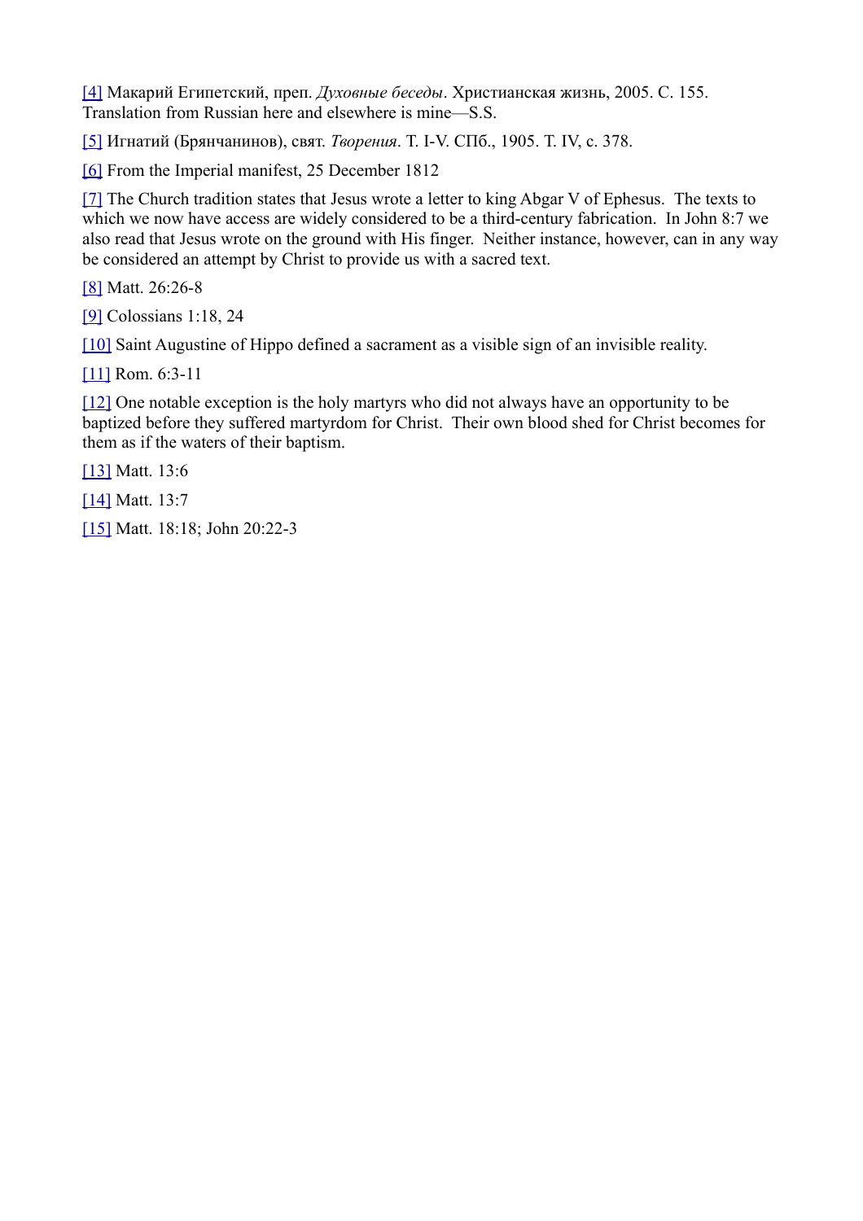[4] Макарий Египетский, преп. *Духовные беседы*. Христианская жизнь, 2005. С. 155. Translation from Russian here and elsewhere is mine—S.S.

[5] Игнатий (Брянчанинов), свят. *Творения*. Т. I-V. СПб., 1905. Т. IV, с. 378.

[6] From the Imperial manifest, 25 December 1812

[7] The Church tradition states that Jesus wrote a letter to king Abgar V of Ephesus. The texts to which we now have access are widely considered to be a third-century fabrication. In John 8:7 we also read that Jesus wrote on the ground with His finger. Neither instance, however, can in any way be considered an attempt by Christ to provide us with a sacred text.

[8] Matt. 26:26-8

[9] Colossians 1:18, 24

[10] Saint Augustine of Hippo defined a sacrament as a visible sign of an invisible reality.

[11] Rom. 6:3-11

[12] One notable exception is the holy martyrs who did not always have an opportunity to be baptized before they suffered martyrdom for Christ. Their own blood shed for Christ becomes for them as if the waters of their baptism.

[13] Matt. 13:6

[14] Matt. 13:7

[15] Matt. 18:18; John 20:22-3